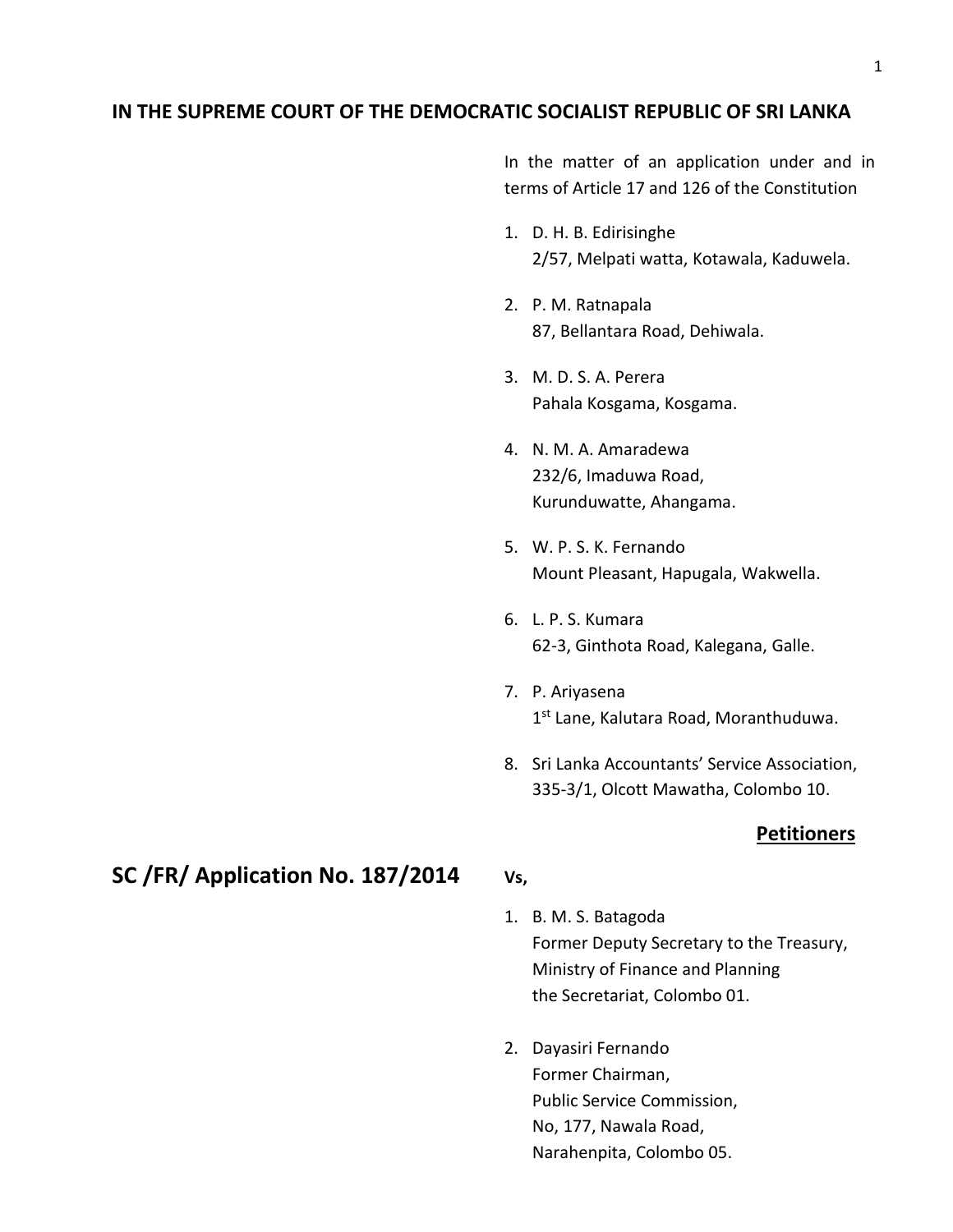**IN THE SUPREME COURT OF THE DEMOCRATIC SOCIALIST REPUBLIC OF SRI LANKA**

In the matter of an application under and in terms of Article 17 and 126 of the Constitution

1. D. H. B. Edirisinghe
   2/57, Melpati watta, Kotawala, Kaduwela.

2. P. M. Ratnapala
   87, Bellantara Road, Dehiwala.

3. M. D. S. A. Perera
   Pahala Kosgama, Kosgama.

4. N. M. A. Amaradewa
   232/6, Imaduwa Road,
   Kurunduwatte, Ahangama.

5. W. P. S. K. Fernando
   Mount Pleasant, Hapugala, Wakwella.

6. L. P. S. Kumara
   62-3, Ginthota Road, Kalegana, Galle.

7. P. Ariyasena
   1st Lane, Kalutara Road, Moranthuduwa.

8. Sri Lanka Accountants' Service Association,
   335-3/1, Olcott Mawatha, Colombo 10.

**Petitioners**

## SC /FR/ Application No. 187/2014

**Vs,**

1. B. M. S. Batagoda
   Former Deputy Secretary to the Treasury,
   Ministry of Finance and Planning
   the Secretariat, Colombo 01.

2. Dayasiri Fernando
   Former Chairman,
   Public Service Commission,
   No, 177, Nawala Road,
   Narahenpita, Colombo 05.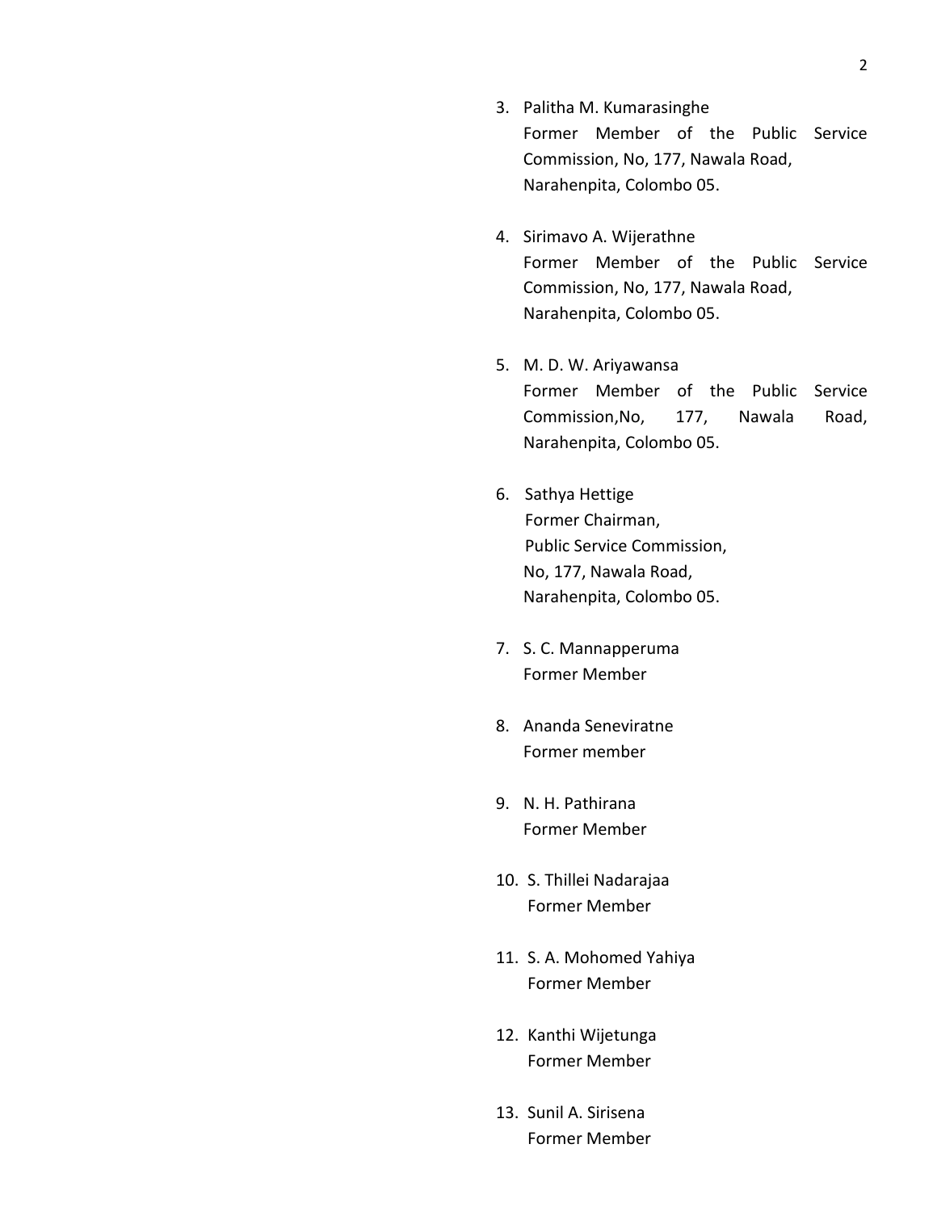3. Palitha M. Kumarasinghe
   Former Member of the Public Service Commission, No, 177, Nawala Road,
   Narahenpita, Colombo 05.

4. Sirimavo A. Wijerathne
   Former Member of the Public Service Commission, No, 177, Nawala Road,
   Narahenpita, Colombo 05.

5. M. D. W. Ariyawansa
   Former Member of the Public Service Commission,No, 177, Nawala Road,
   Narahenpita, Colombo 05.

6. Sathya Hettige
   Former Chairman,
   Public Service Commission,
   No, 177, Nawala Road,
   Narahenpita, Colombo 05.

7. S. C. Mannapperuma
   Former Member

8. Ananda Seneviratne
   Former member

9. N. H. Pathirana
   Former Member

10. S. Thillei Nadarajaa
    Former Member

11. S. A. Mohomed Yahiya
    Former Member

12. Kanthi Wijetunga
    Former Member

13. Sunil A. Sirisena
    Former Member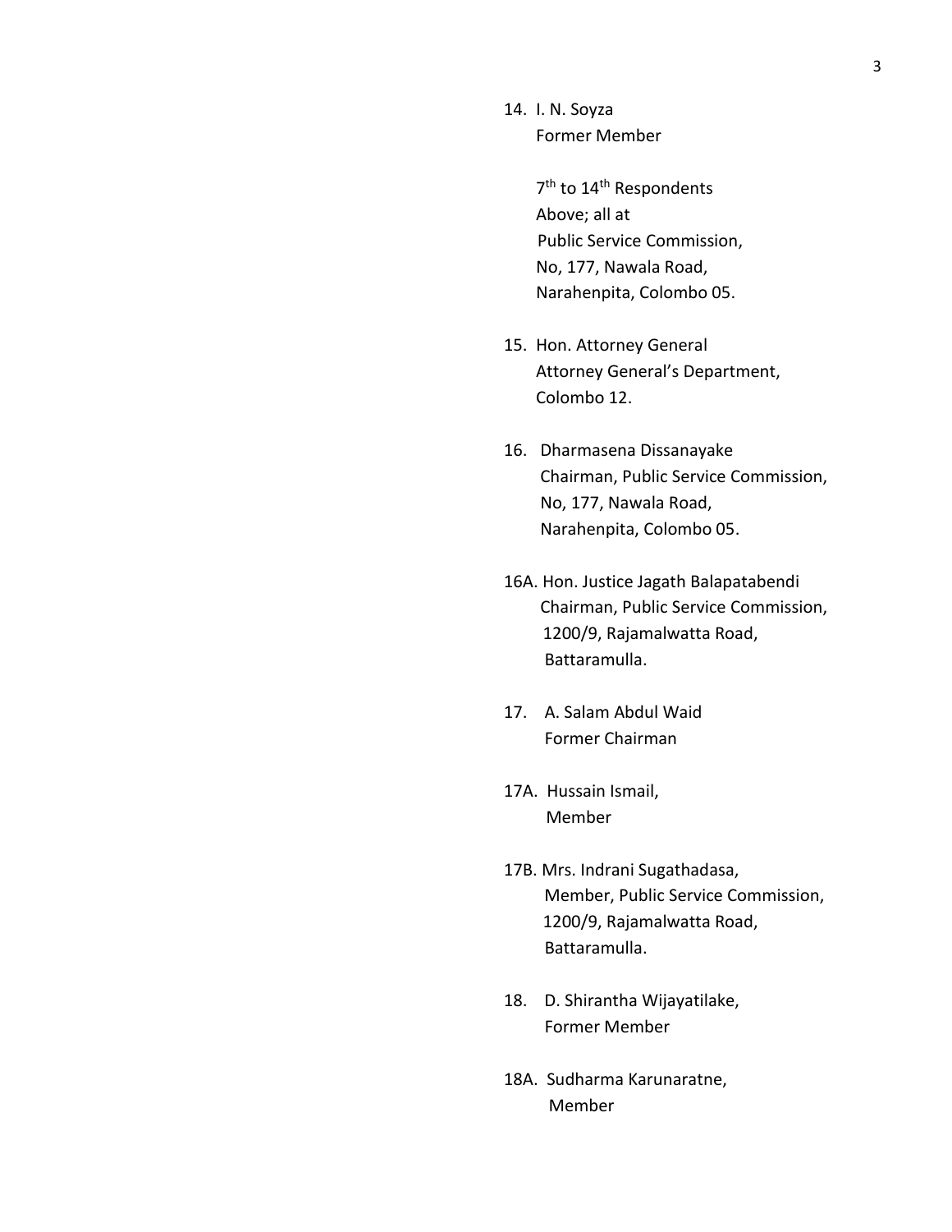14. I. N. Soyza
    Former Member

    7th to 14th Respondents
    Above; all at
    Public Service Commission,
    No, 177, Nawala Road,
    Narahenpita, Colombo 05.

15. Hon. Attorney General
    Attorney General's Department,
    Colombo 12.

16. Dharmasena Dissanayake
    Chairman, Public Service Commission,
    No, 177, Nawala Road,
    Narahenpita, Colombo 05.

16A. Hon. Justice Jagath Balapatabendi
    Chairman, Public Service Commission,
    1200/9, Rajamalwatta Road,
    Battaramulla.

17. A. Salam Abdul Waid
    Former Chairman

17A. Hussain Ismail,
    Member

17B. Mrs. Indrani Sugathadasa,
    Member, Public Service Commission,
    1200/9, Rajamalwatta Road,
    Battaramulla.

18. D. Shirantha Wijayatilake,
    Former Member

18A. Sudharma Karunaratne,
    Member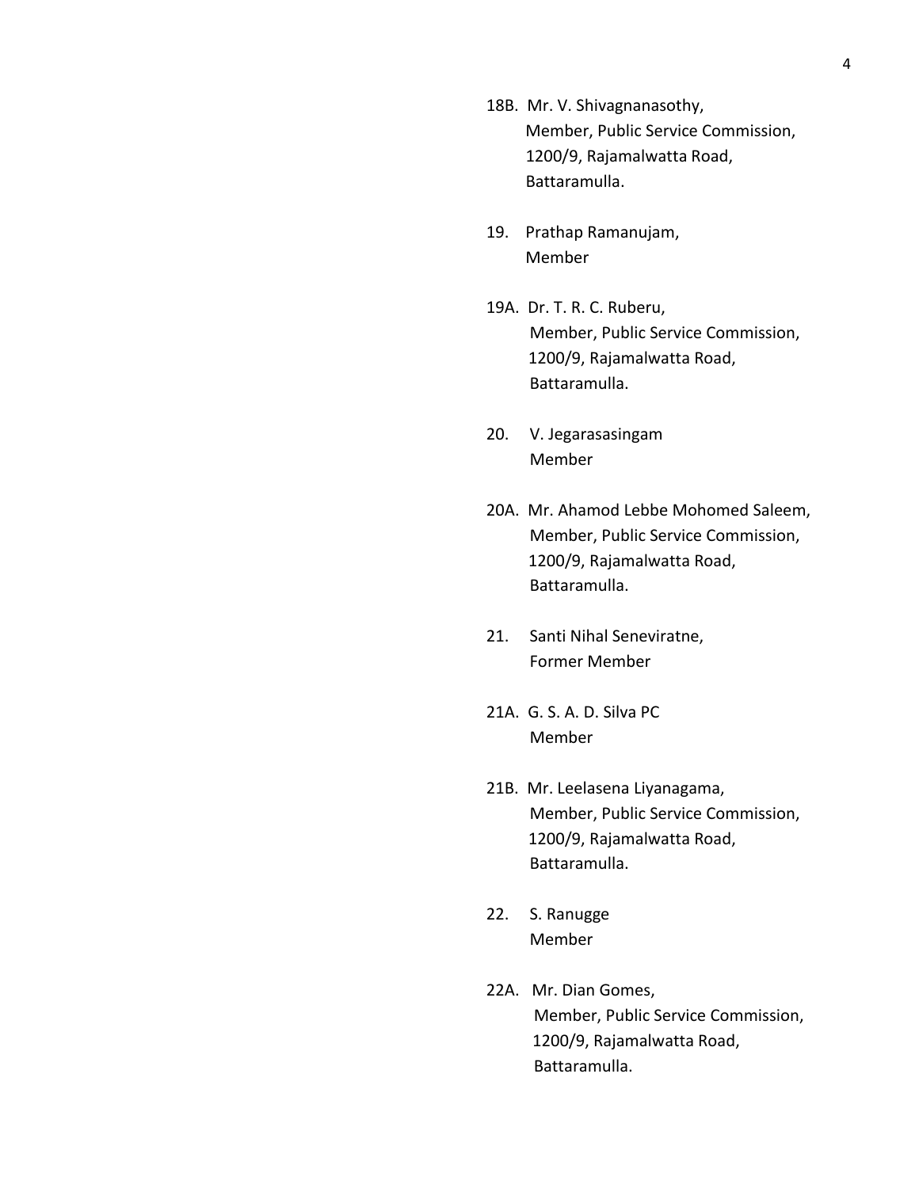18B. Mr. V. Shivagnanasothy,
Member, Public Service Commission,
1200/9, Rajamalwatta Road,
Battaramulla.

19. Prathap Ramanujam,
Member

19A. Dr. T. R. C. Ruberu,
Member, Public Service Commission,
1200/9, Rajamalwatta Road,
Battaramulla.

20. V. Jegarasasingam
Member

20A. Mr. Ahamod Lebbe Mohomed Saleem,
Member, Public Service Commission,
1200/9, Rajamalwatta Road,
Battaramulla.

21. Santi Nihal Seneviratne,
Former Member

21A. G. S. A. D. Silva PC
Member

21B. Mr. Leelasena Liyanagama,
Member, Public Service Commission,
1200/9, Rajamalwatta Road,
Battaramulla.

22. S. Ranugge
Member

22A. Mr. Dian Gomes,
Member, Public Service Commission,
1200/9, Rajamalwatta Road,
Battaramulla.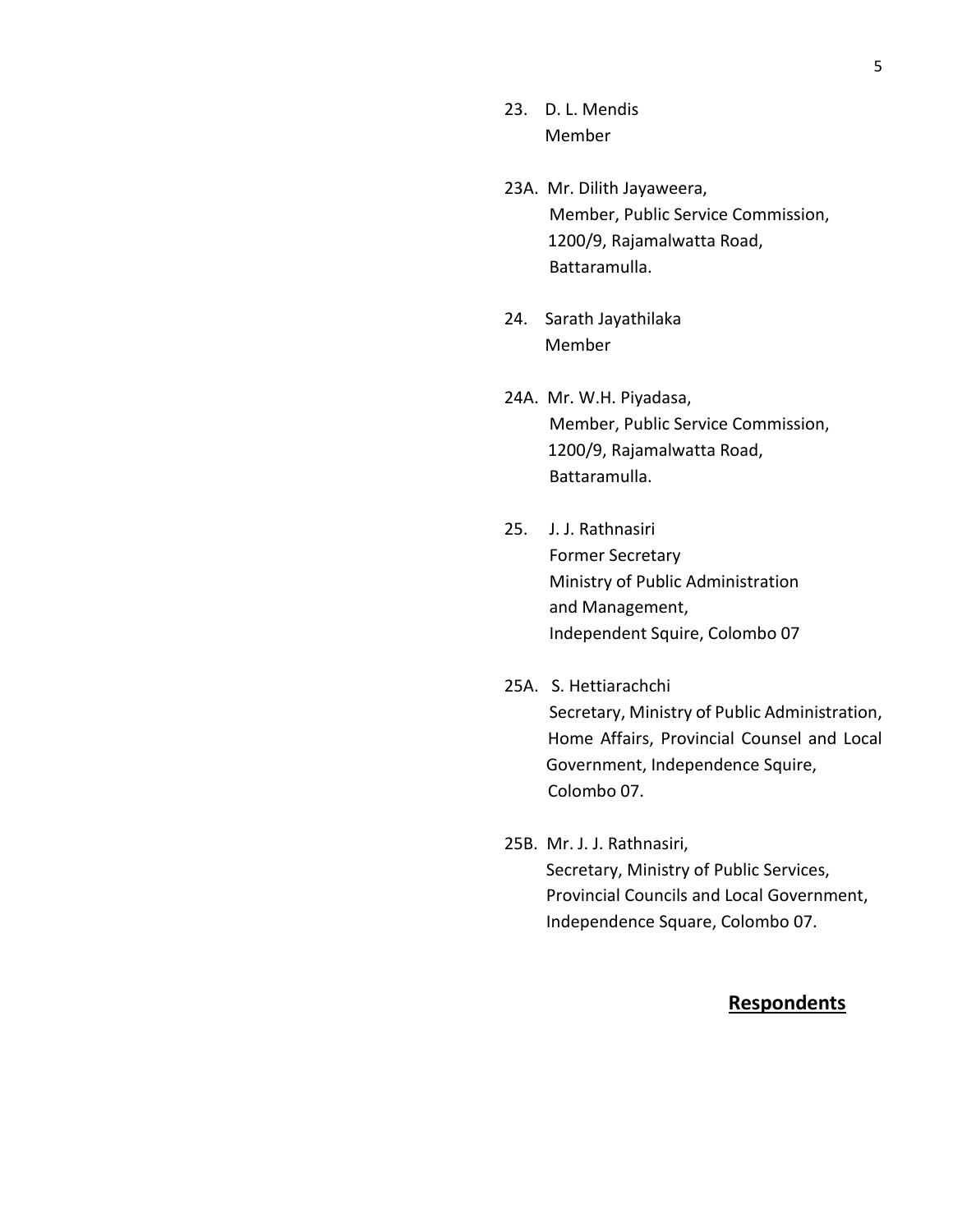23. D. L. Mendis
    Member

23A. Mr. Dilith Jayaweera,
     Member, Public Service Commission,
     1200/9, Rajamalwatta Road,
     Battaramulla.

24. Sarath Jayathilaka
    Member

24A. Mr. W.H. Piyadasa,
     Member, Public Service Commission,
     1200/9, Rajamalwatta Road,
     Battaramulla.

25. J. J. Rathnasiri
    Former Secretary
    Ministry of Public Administration
    and Management,
    Independent Squire, Colombo 07

25A. S. Hettiarachchi
     Secretary, Ministry of Public Administration,
     Home Affairs, Provincial Counsel and Local
     Government, Independence Squire,
     Colombo 07.

25B. Mr. J. J. Rathnasiri,
     Secretary, Ministry of Public Services,
     Provincial Councils and Local Government,
     Independence Square, Colombo 07.

**<u>Respondents</u>**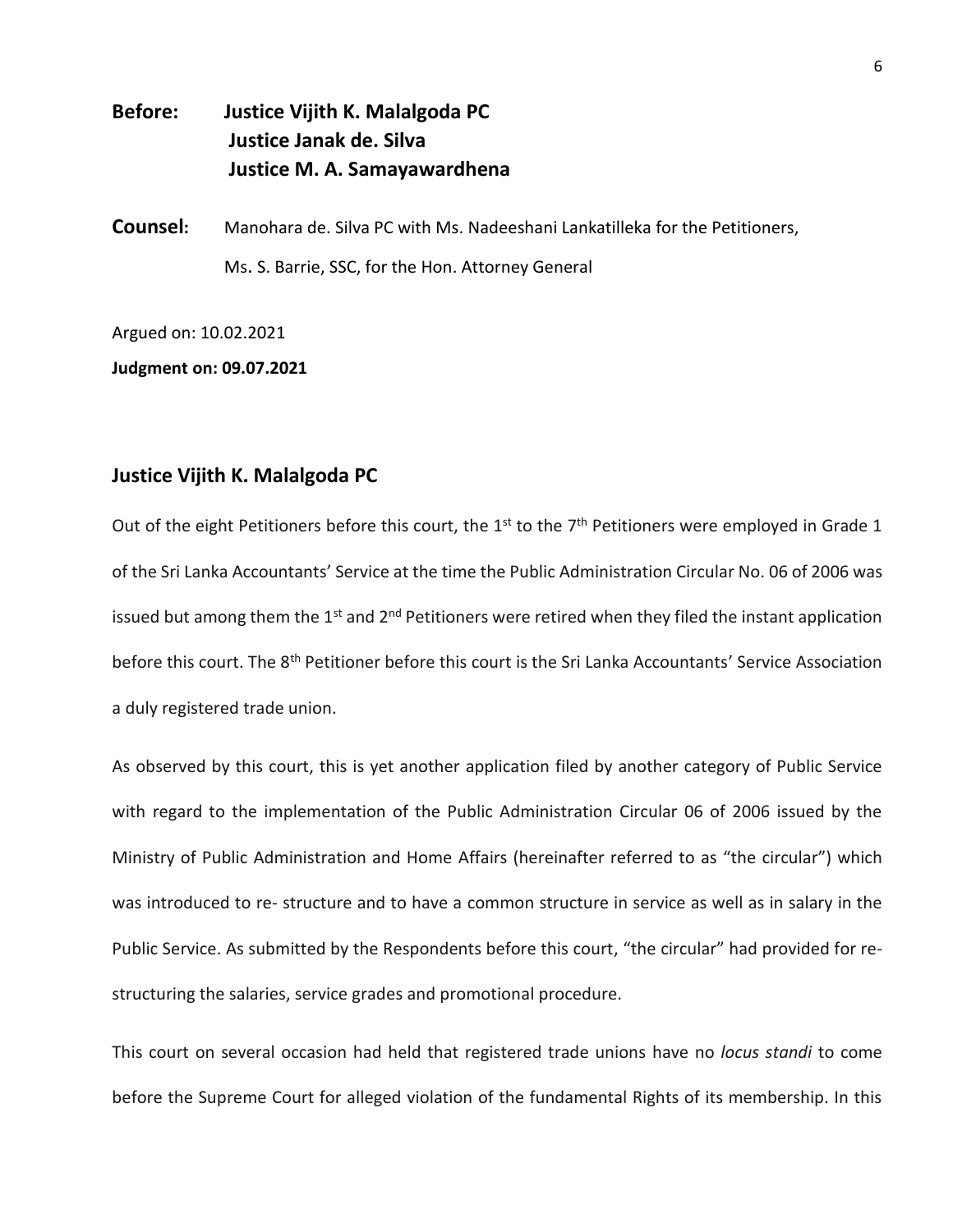**Before: Justice Vijith K. Malalgoda PC**
**Justice Janak de. Silva**
**Justice M. A. Samayawardhena**

**Counsel:** Manohara de. Silva PC with Ms. Nadeeshani Lankatilleka for the Petitioners,

Ms. S. Barrie, SSC, for the Hon. Attorney General

Argued on: 10.02.2021

**Judgment on: 09.07.2021**

## Justice Vijith K. Malalgoda PC

Out of the eight Petitioners before this court, the 1st to the 7th Petitioners were employed in Grade 1 of the Sri Lanka Accountants' Service at the time the Public Administration Circular No. 06 of 2006 was issued but among them the 1st and 2nd Petitioners were retired when they filed the instant application before this court. The 8th Petitioner before this court is the Sri Lanka Accountants' Service Association a duly registered trade union.

As observed by this court, this is yet another application filed by another category of Public Service with regard to the implementation of the Public Administration Circular 06 of 2006 issued by the Ministry of Public Administration and Home Affairs (hereinafter referred to as "the circular") which was introduced to re- structure and to have a common structure in service as well as in salary in the Public Service. As submitted by the Respondents before this court, "the circular" had provided for re-structuring the salaries, service grades and promotional procedure.

This court on several occasion had held that registered trade unions have no *locus standi* to come before the Supreme Court for alleged violation of the fundamental Rights of its membership. In this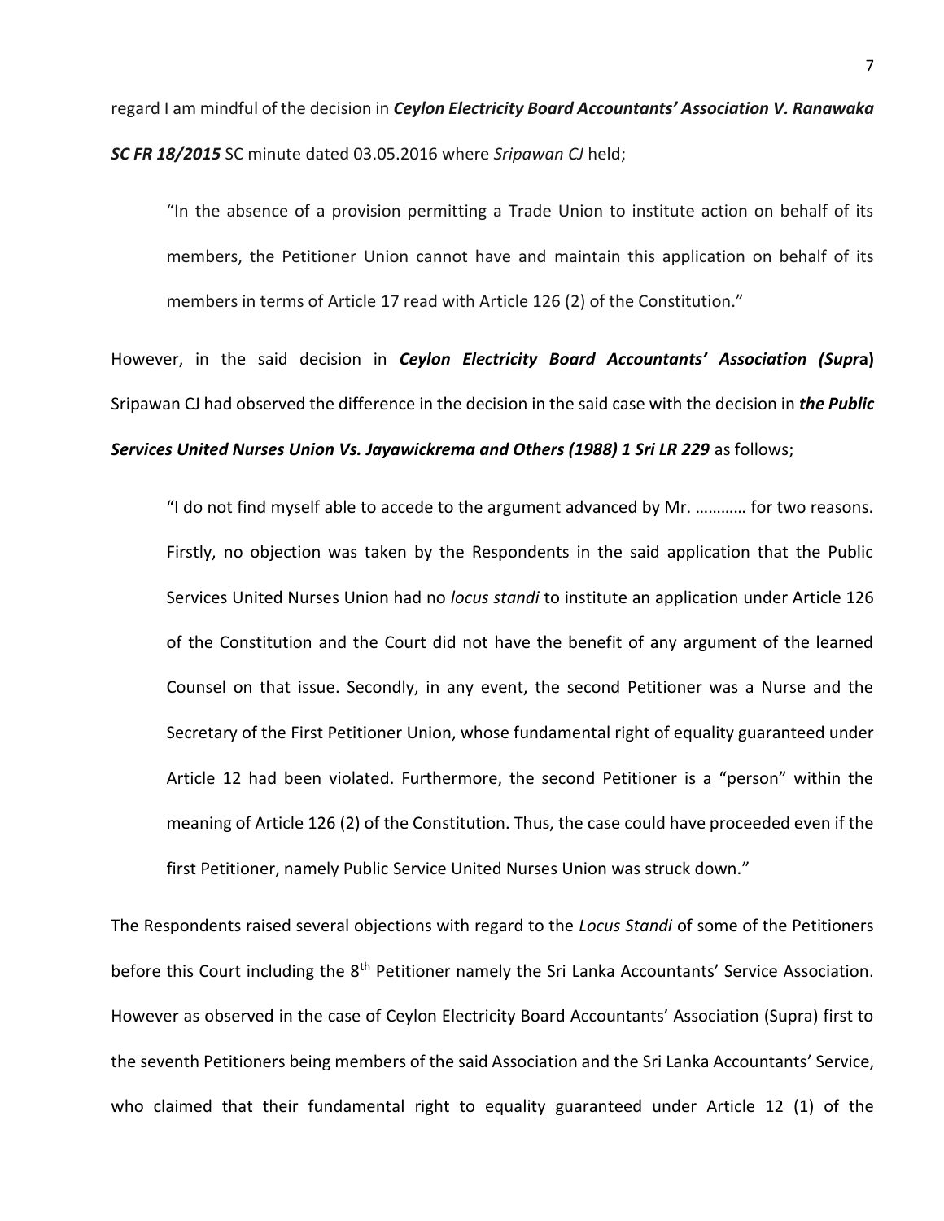regard I am mindful of the decision in ***Ceylon Electricity Board Accountants' Association V. Ranawaka SC FR 18/2015*** SC minute dated 03.05.2016 where *Sripawan CJ* held;

> "In the absence of a provision permitting a Trade Union to institute action on behalf of its members, the Petitioner Union cannot have and maintain this application on behalf of its members in terms of Article 17 read with Article 126 (2) of the Constitution."

However, in the said decision in ***Ceylon Electricity Board Accountants' Association (Supra)*** Sripawan CJ had observed the difference in the decision in the said case with the decision in ***the Public Services United Nurses Union Vs. Jayawickrema and Others (1988) 1 Sri LR 229*** as follows;

> "I do not find myself able to accede to the argument advanced by Mr. ………… for two reasons. Firstly, no objection was taken by the Respondents in the said application that the Public Services United Nurses Union had no *locus standi* to institute an application under Article 126 of the Constitution and the Court did not have the benefit of any argument of the learned Counsel on that issue. Secondly, in any event, the second Petitioner was a Nurse and the Secretary of the First Petitioner Union, whose fundamental right of equality guaranteed under Article 12 had been violated. Furthermore, the second Petitioner is a "person" within the meaning of Article 126 (2) of the Constitution. Thus, the case could have proceeded even if the first Petitioner, namely Public Service United Nurses Union was struck down."

The Respondents raised several objections with regard to the *Locus Standi* of some of the Petitioners before this Court including the 8th Petitioner namely the Sri Lanka Accountants' Service Association. However as observed in the case of Ceylon Electricity Board Accountants' Association (Supra) first to the seventh Petitioners being members of the said Association and the Sri Lanka Accountants' Service, who claimed that their fundamental right to equality guaranteed under Article 12 (1) of the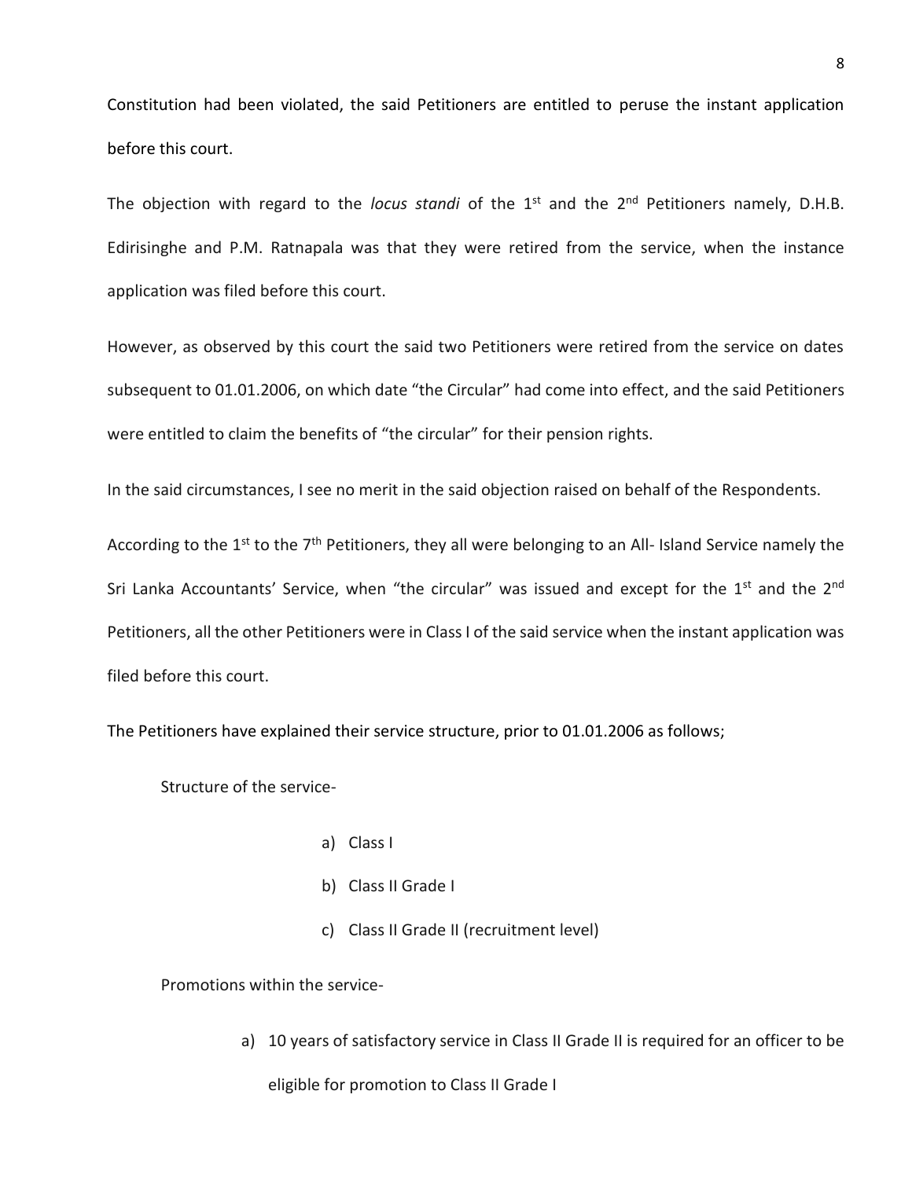Constitution had been violated, the said Petitioners are entitled to peruse the instant application before this court.

The objection with regard to the *locus standi* of the 1st and the 2nd Petitioners namely, D.H.B. Edirisinghe and P.M. Ratnapala was that they were retired from the service, when the instance application was filed before this court.

However, as observed by this court the said two Petitioners were retired from the service on dates subsequent to 01.01.2006, on which date "the Circular" had come into effect, and the said Petitioners were entitled to claim the benefits of "the circular" for their pension rights.

In the said circumstances, I see no merit in the said objection raised on behalf of the Respondents.

According to the 1st to the 7th Petitioners, they all were belonging to an All- Island Service namely the Sri Lanka Accountants' Service, when "the circular" was issued and except for the 1st and the 2nd Petitioners, all the other Petitioners were in Class I of the said service when the instant application was filed before this court.

The Petitioners have explained their service structure, prior to 01.01.2006 as follows;

Structure of the service-

a) Class I
b) Class II Grade I
c) Class II Grade II (recruitment level)

Promotions within the service-

a) 10 years of satisfactory service in Class II Grade II is required for an officer to be eligible for promotion to Class II Grade I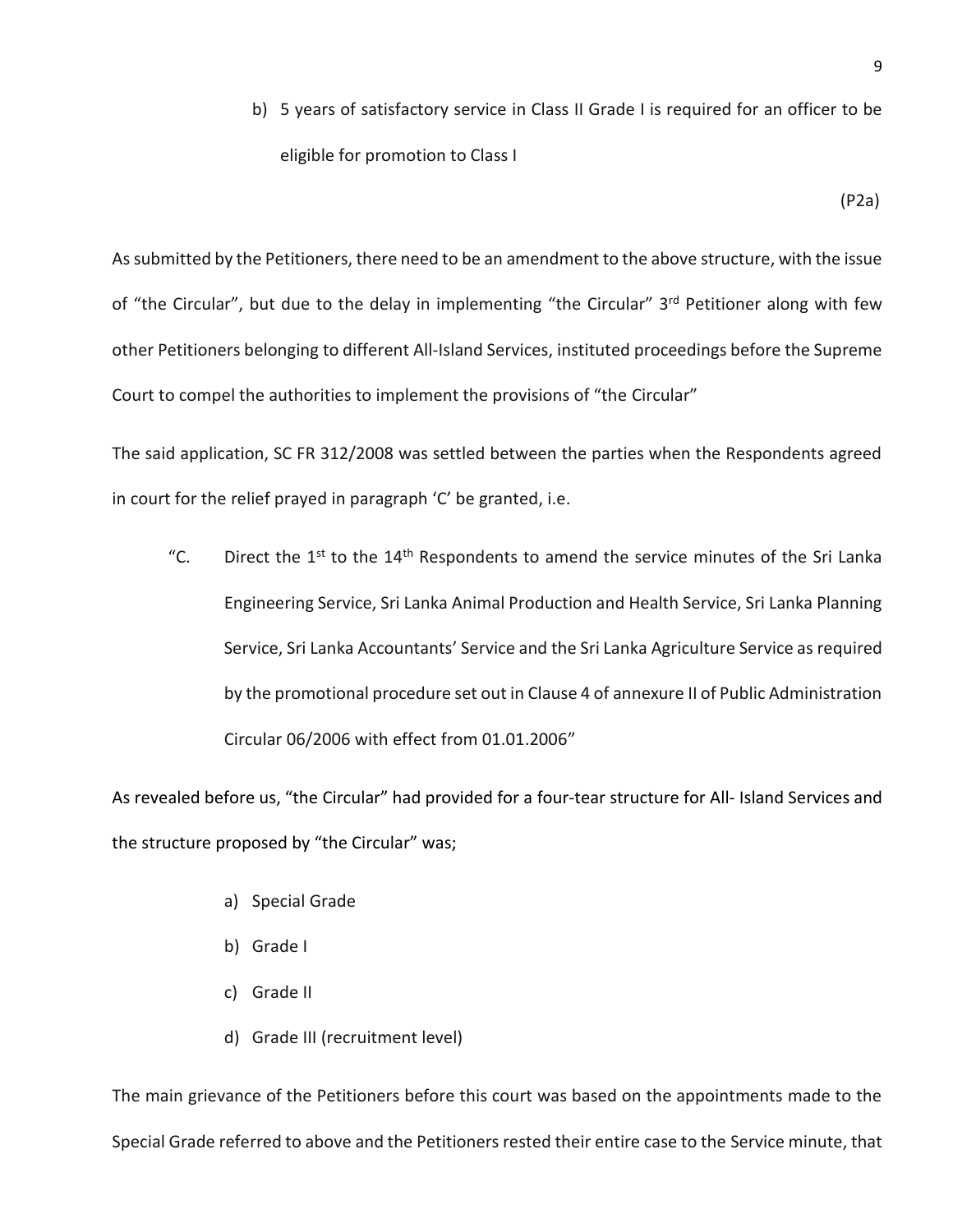b) 5 years of satisfactory service in Class II Grade I is required for an officer to be eligible for promotion to Class I

(P2a)

As submitted by the Petitioners, there need to be an amendment to the above structure, with the issue of "the Circular", but due to the delay in implementing "the Circular" 3rd Petitioner along with few other Petitioners belonging to different All-Island Services, instituted proceedings before the Supreme Court to compel the authorities to implement the provisions of "the Circular"

The said application, SC FR 312/2008 was settled between the parties when the Respondents agreed in court for the relief prayed in paragraph 'C' be granted, i.e.

> "C. Direct the 1st to the 14th Respondents to amend the service minutes of the Sri Lanka Engineering Service, Sri Lanka Animal Production and Health Service, Sri Lanka Planning Service, Sri Lanka Accountants' Service and the Sri Lanka Agriculture Service as required by the promotional procedure set out in Clause 4 of annexure II of Public Administration Circular 06/2006 with effect from 01.01.2006"

As revealed before us, "the Circular" had provided for a four-tear structure for All- Island Services and the structure proposed by "the Circular" was;

a) Special Grade

b) Grade I

c) Grade II

d) Grade III (recruitment level)

The main grievance of the Petitioners before this court was based on the appointments made to the Special Grade referred to above and the Petitioners rested their entire case to the Service minute, that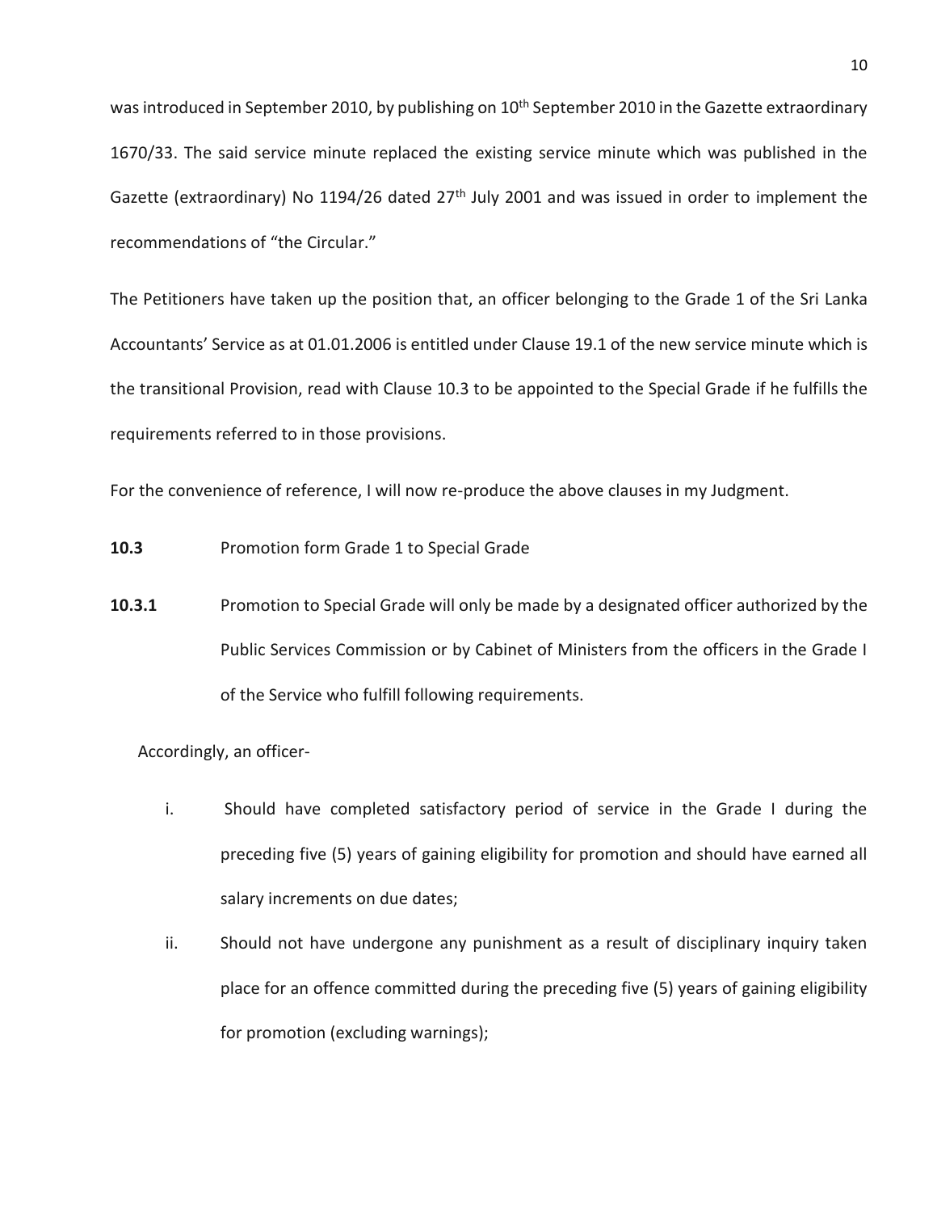was introduced in September 2010, by publishing on 10th September 2010 in the Gazette extraordinary 1670/33. The said service minute replaced the existing service minute which was published in the Gazette (extraordinary) No 1194/26 dated 27th July 2001 and was issued in order to implement the recommendations of "the Circular."

The Petitioners have taken up the position that, an officer belonging to the Grade 1 of the Sri Lanka Accountants' Service as at 01.01.2006 is entitled under Clause 19.1 of the new service minute which is the transitional Provision, read with Clause 10.3 to be appointed to the Special Grade if he fulfills the requirements referred to in those provisions.

For the convenience of reference, I will now re-produce the above clauses in my Judgment.

**10.3** Promotion form Grade 1 to Special Grade

**10.3.1** Promotion to Special Grade will only be made by a designated officer authorized by the Public Services Commission or by Cabinet of Ministers from the officers in the Grade I of the Service who fulfill following requirements.

Accordingly, an officer-

i. Should have completed satisfactory period of service in the Grade I during the preceding five (5) years of gaining eligibility for promotion and should have earned all salary increments on due dates;

ii. Should not have undergone any punishment as a result of disciplinary inquiry taken place for an offence committed during the preceding five (5) years of gaining eligibility for promotion (excluding warnings);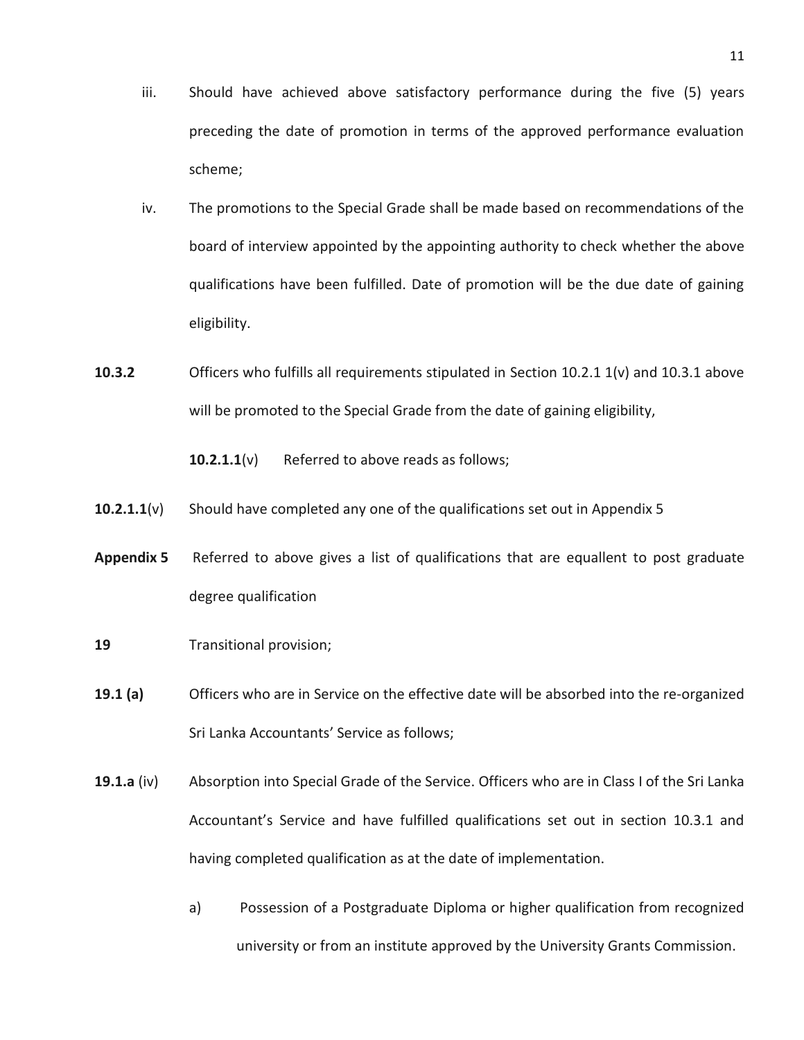iii. Should have achieved above satisfactory performance during the five (5) years preceding the date of promotion in terms of the approved performance evaluation scheme;

iv. The promotions to the Special Grade shall be made based on recommendations of the board of interview appointed by the appointing authority to check whether the above qualifications have been fulfilled. Date of promotion will be the due date of gaining eligibility.

**10.3.2** Officers who fulfills all requirements stipulated in Section 10.2.1 1(v) and 10.3.1 above will be promoted to the Special Grade from the date of gaining eligibility,

**10.2.1.1**(v) Referred to above reads as follows;

**10.2.1.1**(v) Should have completed any one of the qualifications set out in Appendix 5

**Appendix 5** Referred to above gives a list of qualifications that are equallent to post graduate degree qualification

**19** Transitional provision;

**19.1 (a)** Officers who are in Service on the effective date will be absorbed into the re-organized Sri Lanka Accountants' Service as follows;

**19.1.a** (iv) Absorption into Special Grade of the Service. Officers who are in Class I of the Sri Lanka Accountant's Service and have fulfilled qualifications set out in section 10.3.1 and having completed qualification as at the date of implementation.

a) Possession of a Postgraduate Diploma or higher qualification from recognized university or from an institute approved by the University Grants Commission.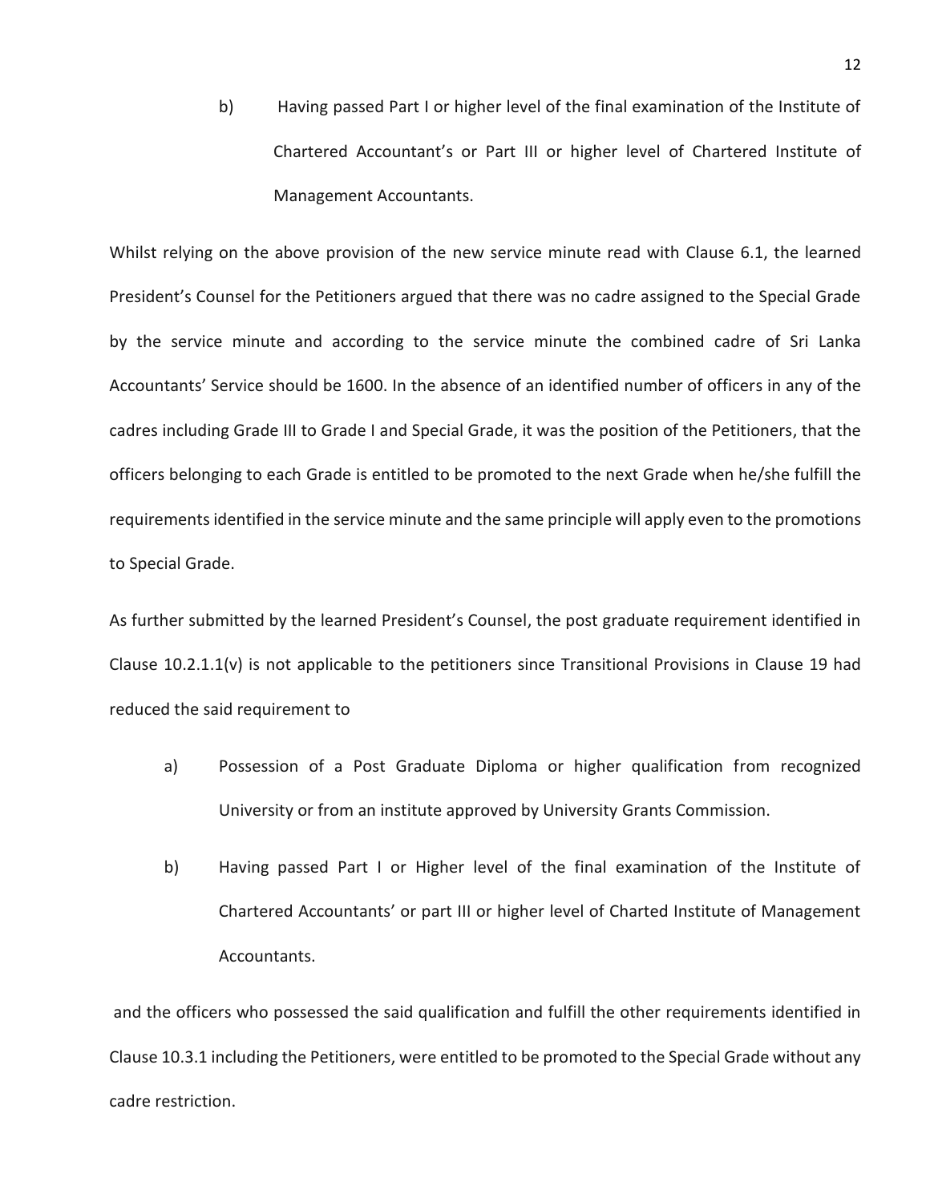b) Having passed Part I or higher level of the final examination of the Institute of Chartered Accountant's or Part III or higher level of Chartered Institute of Management Accountants.

Whilst relying on the above provision of the new service minute read with Clause 6.1, the learned President's Counsel for the Petitioners argued that there was no cadre assigned to the Special Grade by the service minute and according to the service minute the combined cadre of Sri Lanka Accountants' Service should be 1600. In the absence of an identified number of officers in any of the cadres including Grade III to Grade I and Special Grade, it was the position of the Petitioners, that the officers belonging to each Grade is entitled to be promoted to the next Grade when he/she fulfill the requirements identified in the service minute and the same principle will apply even to the promotions to Special Grade.

As further submitted by the learned President's Counsel, the post graduate requirement identified in Clause 10.2.1.1(v) is not applicable to the petitioners since Transitional Provisions in Clause 19 had reduced the said requirement to

a) Possession of a Post Graduate Diploma or higher qualification from recognized University or from an institute approved by University Grants Commission.

b) Having passed Part I or Higher level of the final examination of the Institute of Chartered Accountants' or part III or higher level of Charted Institute of Management Accountants.

and the officers who possessed the said qualification and fulfill the other requirements identified in Clause 10.3.1 including the Petitioners, were entitled to be promoted to the Special Grade without any cadre restriction.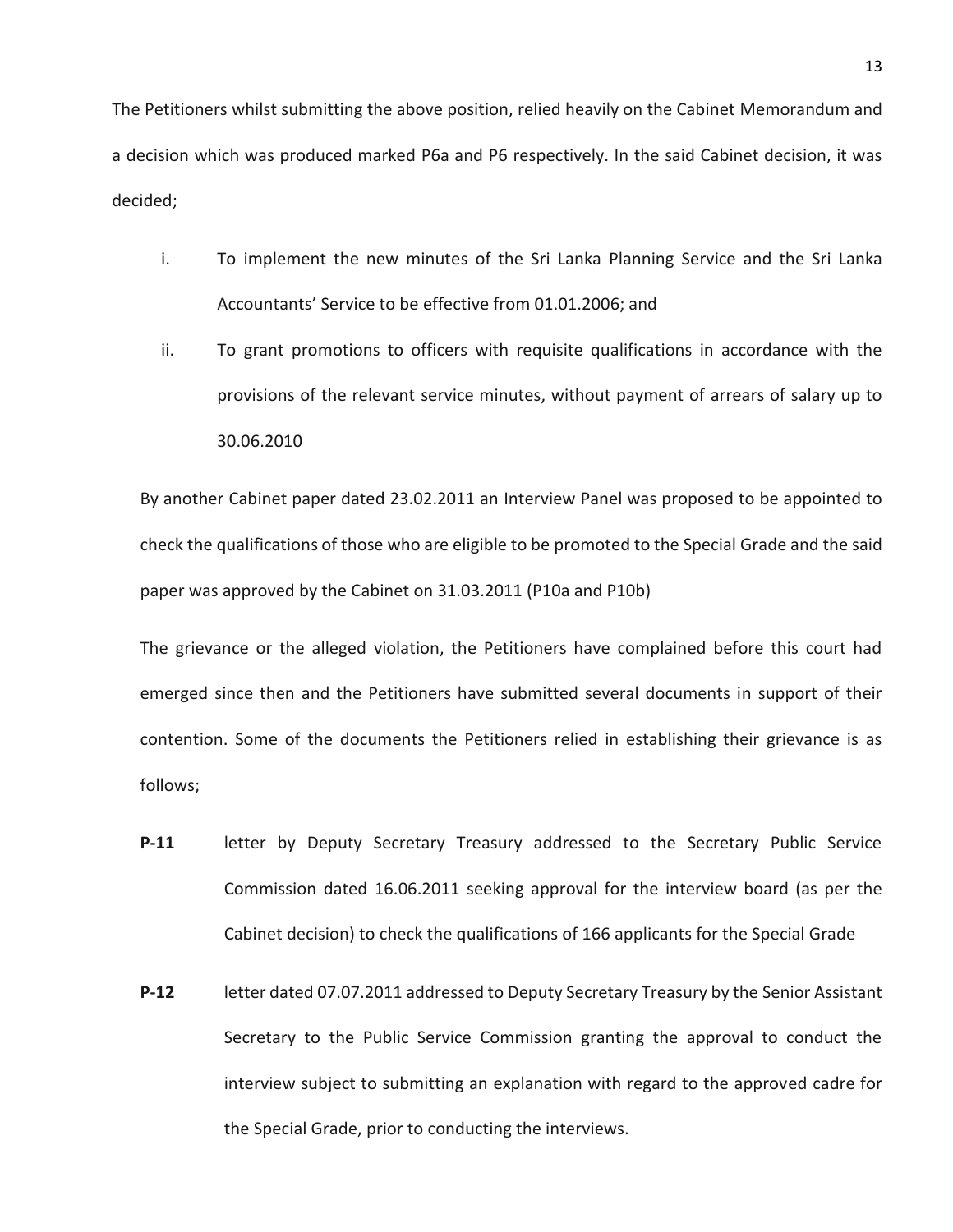The Petitioners whilst submitting the above position, relied heavily on the Cabinet Memorandum and a decision which was produced marked P6a and P6 respectively. In the said Cabinet decision, it was decided;

i. To implement the new minutes of the Sri Lanka Planning Service and the Sri Lanka Accountants' Service to be effective from 01.01.2006; and

ii. To grant promotions to officers with requisite qualifications in accordance with the provisions of the relevant service minutes, without payment of arrears of salary up to 30.06.2010

By another Cabinet paper dated 23.02.2011 an Interview Panel was proposed to be appointed to check the qualifications of those who are eligible to be promoted to the Special Grade and the said paper was approved by the Cabinet on 31.03.2011 (P10a and P10b)

The grievance or the alleged violation, the Petitioners have complained before this court had emerged since then and the Petitioners have submitted several documents in support of their contention. Some of the documents the Petitioners relied in establishing their grievance is as follows;

**P-11** letter by Deputy Secretary Treasury addressed to the Secretary Public Service Commission dated 16.06.2011 seeking approval for the interview board (as per the Cabinet decision) to check the qualifications of 166 applicants for the Special Grade

**P-12** letter dated 07.07.2011 addressed to Deputy Secretary Treasury by the Senior Assistant Secretary to the Public Service Commission granting the approval to conduct the interview subject to submitting an explanation with regard to the approved cadre for the Special Grade, prior to conducting the interviews.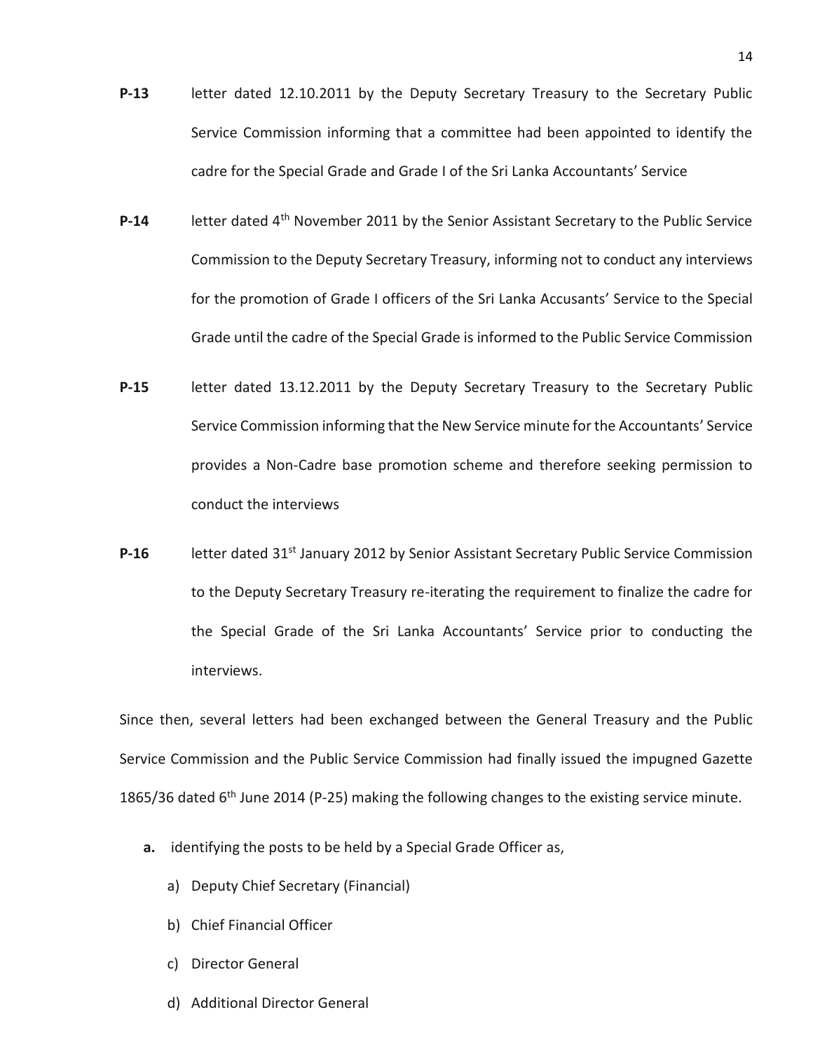**P-13** letter dated 12.10.2011 by the Deputy Secretary Treasury to the Secretary Public Service Commission informing that a committee had been appointed to identify the cadre for the Special Grade and Grade I of the Sri Lanka Accountants' Service

**P-14** letter dated 4th November 2011 by the Senior Assistant Secretary to the Public Service Commission to the Deputy Secretary Treasury, informing not to conduct any interviews for the promotion of Grade I officers of the Sri Lanka Accusants' Service to the Special Grade until the cadre of the Special Grade is informed to the Public Service Commission

**P-15** letter dated 13.12.2011 by the Deputy Secretary Treasury to the Secretary Public Service Commission informing that the New Service minute for the Accountants' Service provides a Non-Cadre base promotion scheme and therefore seeking permission to conduct the interviews

**P-16** letter dated 31st January 2012 by Senior Assistant Secretary Public Service Commission to the Deputy Secretary Treasury re-iterating the requirement to finalize the cadre for the Special Grade of the Sri Lanka Accountants' Service prior to conducting the interviews.

Since then, several letters had been exchanged between the General Treasury and the Public Service Commission and the Public Service Commission had finally issued the impugned Gazette 1865/36 dated 6th June 2014 (P-25) making the following changes to the existing service minute.

**a.** identifying the posts to be held by a Special Grade Officer as,

a) Deputy Chief Secretary (Financial)

b) Chief Financial Officer

c) Director General

d) Additional Director General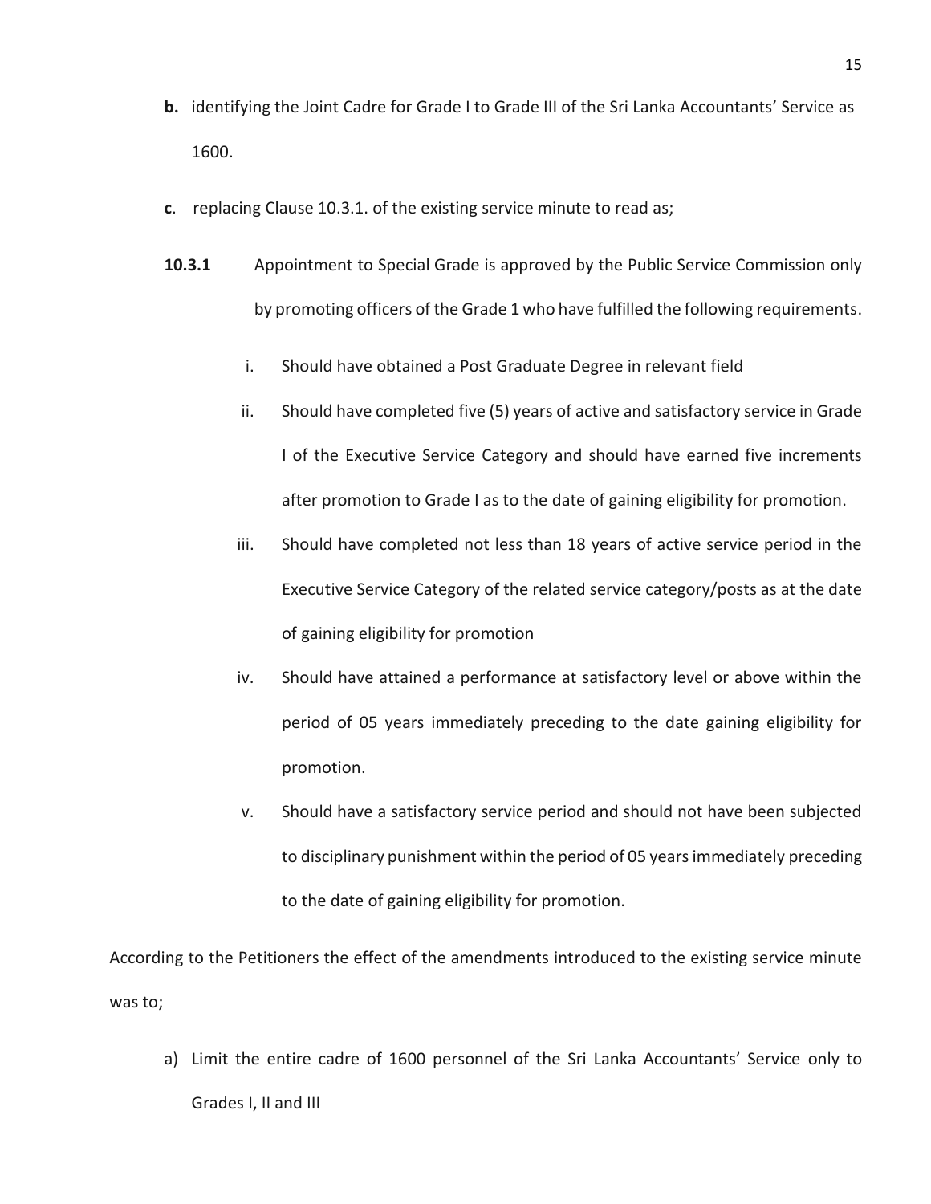**b.** identifying the Joint Cadre for Grade I to Grade III of the Sri Lanka Accountants' Service as 1600.

**c**. replacing Clause 10.3.1. of the existing service minute to read as;

**10.3.1** Appointment to Special Grade is approved by the Public Service Commission only by promoting officers of the Grade 1 who have fulfilled the following requirements.

i. Should have obtained a Post Graduate Degree in relevant field

ii. Should have completed five (5) years of active and satisfactory service in Grade I of the Executive Service Category and should have earned five increments after promotion to Grade I as to the date of gaining eligibility for promotion.

iii. Should have completed not less than 18 years of active service period in the Executive Service Category of the related service category/posts as at the date of gaining eligibility for promotion

iv. Should have attained a performance at satisfactory level or above within the period of 05 years immediately preceding to the date gaining eligibility for promotion.

v. Should have a satisfactory service period and should not have been subjected to disciplinary punishment within the period of 05 years immediately preceding to the date of gaining eligibility for promotion.

According to the Petitioners the effect of the amendments introduced to the existing service minute was to;

a) Limit the entire cadre of 1600 personnel of the Sri Lanka Accountants' Service only to Grades I, II and III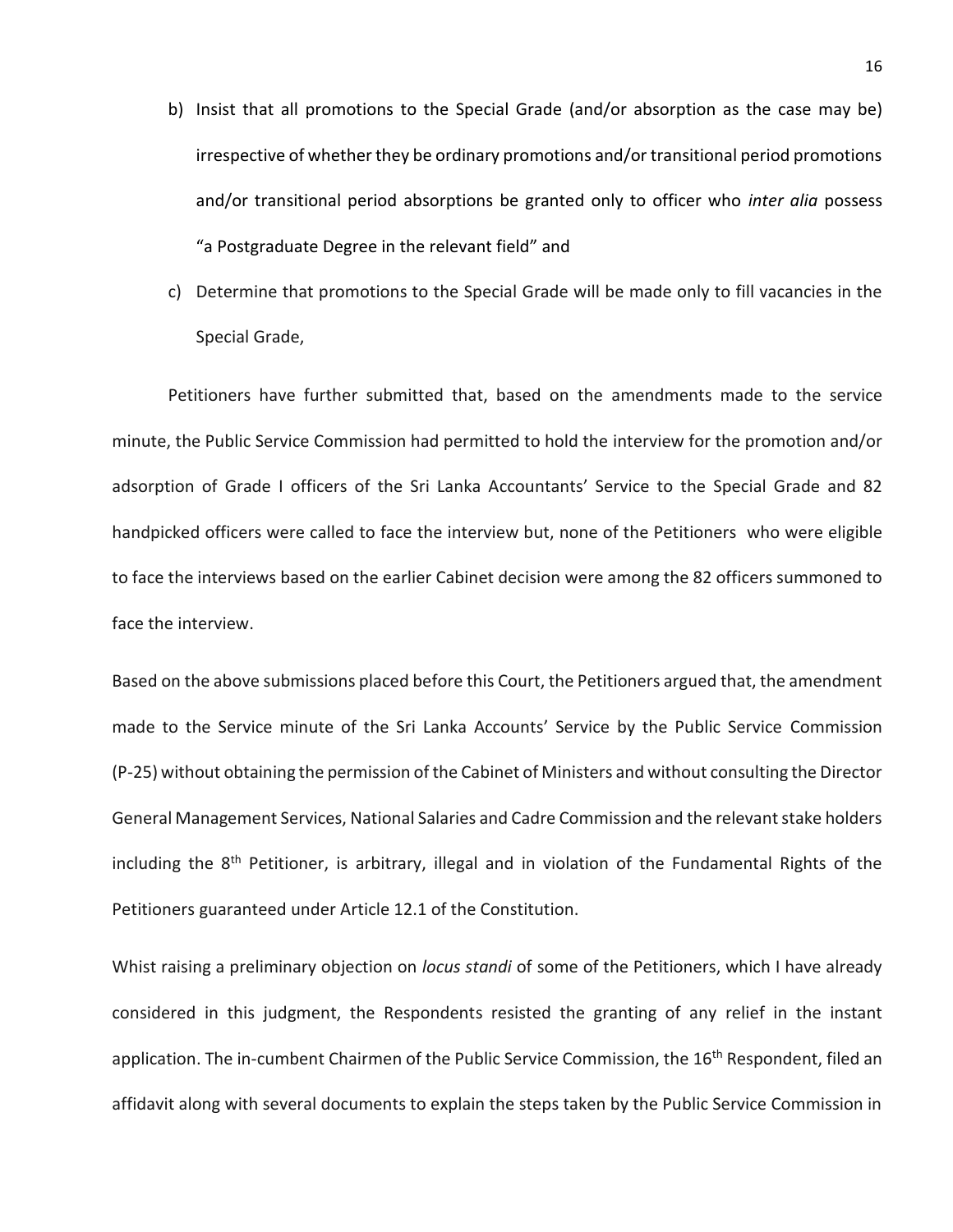b) Insist that all promotions to the Special Grade (and/or absorption as the case may be) irrespective of whether they be ordinary promotions and/or transitional period promotions and/or transitional period absorptions be granted only to officer who *inter alia* possess "a Postgraduate Degree in the relevant field" and

c) Determine that promotions to the Special Grade will be made only to fill vacancies in the Special Grade,

Petitioners have further submitted that, based on the amendments made to the service minute, the Public Service Commission had permitted to hold the interview for the promotion and/or adsorption of Grade I officers of the Sri Lanka Accountants' Service to the Special Grade and 82 handpicked officers were called to face the interview but, none of the Petitioners who were eligible to face the interviews based on the earlier Cabinet decision were among the 82 officers summoned to face the interview.

Based on the above submissions placed before this Court, the Petitioners argued that, the amendment made to the Service minute of the Sri Lanka Accounts' Service by the Public Service Commission (P-25) without obtaining the permission of the Cabinet of Ministers and without consulting the Director General Management Services, National Salaries and Cadre Commission and the relevant stake holders including the 8th Petitioner, is arbitrary, illegal and in violation of the Fundamental Rights of the Petitioners guaranteed under Article 12.1 of the Constitution.

Whist raising a preliminary objection on *locus standi* of some of the Petitioners, which I have already considered in this judgment, the Respondents resisted the granting of any relief in the instant application. The in-cumbent Chairmen of the Public Service Commission, the 16th Respondent, filed an affidavit along with several documents to explain the steps taken by the Public Service Commission in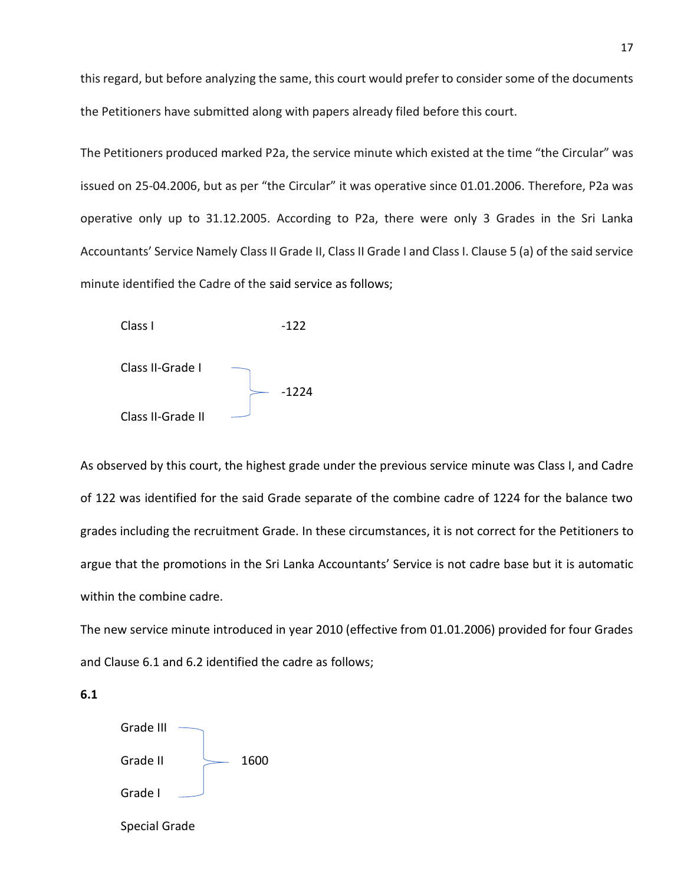this regard, but before analyzing the same, this court would prefer to consider some of the documents the Petitioners have submitted along with papers already filed before this court.

The Petitioners produced marked P2a, the service minute which existed at the time "the Circular" was issued on 25-04.2006, but as per "the Circular" it was operative since 01.01.2006. Therefore, P2a was operative only up to 31.12.2005. According to P2a, there were only 3 Grades in the Sri Lanka Accountants' Service Namely Class II Grade II, Class II Grade I and Class I. Clause 5 (a) of the said service minute identified the Cadre of the said service as follows;

| Grade | Cadre |
|---|---|
| Class I | -122 |
| Class II-Grade I | -1224 (combined) |
| Class II-Grade II | |

As observed by this court, the highest grade under the previous service minute was Class I, and Cadre of 122 was identified for the said Grade separate of the combine cadre of 1224 for the balance two grades including the recruitment Grade. In these circumstances, it is not correct for the Petitioners to argue that the promotions in the Sri Lanka Accountants' Service is not cadre base but it is automatic within the combine cadre.

The new service minute introduced in year 2010 (effective from 01.01.2006) provided for four Grades and Clause 6.1 and 6.2 identified the cadre as follows;

**6.1**

| Grade | Cadre |
|---|---|
| Grade III | 1600 (combined) |
| Grade II | |
| Grade I | |
| Special Grade | |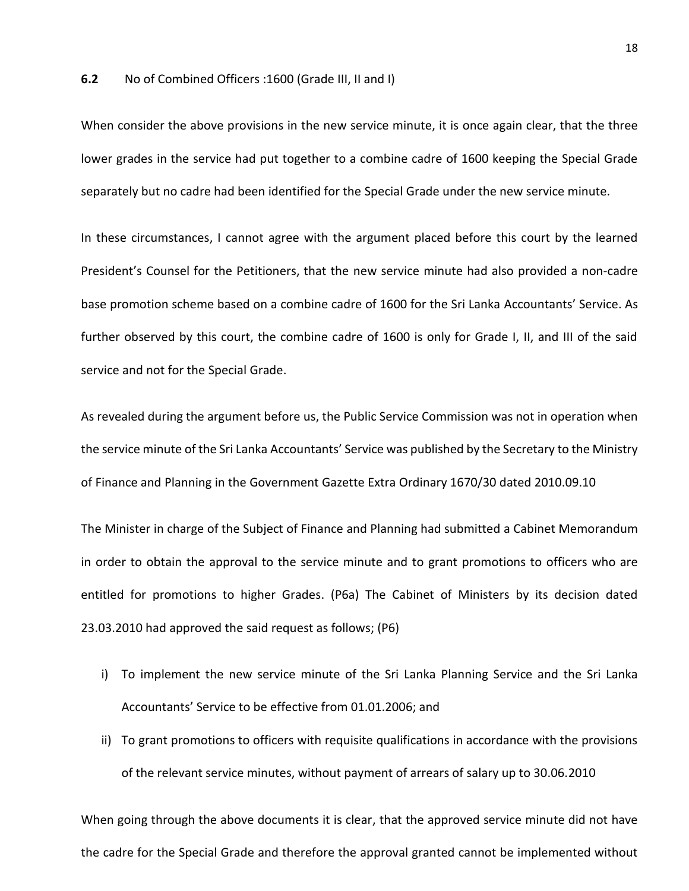**6.2** No of Combined Officers :1600 (Grade III, II and I)

When consider the above provisions in the new service minute, it is once again clear, that the three lower grades in the service had put together to a combine cadre of 1600 keeping the Special Grade separately but no cadre had been identified for the Special Grade under the new service minute.

In these circumstances, I cannot agree with the argument placed before this court by the learned President's Counsel for the Petitioners, that the new service minute had also provided a non-cadre base promotion scheme based on a combine cadre of 1600 for the Sri Lanka Accountants' Service. As further observed by this court, the combine cadre of 1600 is only for Grade I, II, and III of the said service and not for the Special Grade.

As revealed during the argument before us, the Public Service Commission was not in operation when the service minute of the Sri Lanka Accountants' Service was published by the Secretary to the Ministry of Finance and Planning in the Government Gazette Extra Ordinary 1670/30 dated 2010.09.10

The Minister in charge of the Subject of Finance and Planning had submitted a Cabinet Memorandum in order to obtain the approval to the service minute and to grant promotions to officers who are entitled for promotions to higher Grades. (P6a) The Cabinet of Ministers by its decision dated 23.03.2010 had approved the said request as follows; (P6)

i) To implement the new service minute of the Sri Lanka Planning Service and the Sri Lanka Accountants' Service to be effective from 01.01.2006; and

ii) To grant promotions to officers with requisite qualifications in accordance with the provisions of the relevant service minutes, without payment of arrears of salary up to 30.06.2010

When going through the above documents it is clear, that the approved service minute did not have the cadre for the Special Grade and therefore the approval granted cannot be implemented without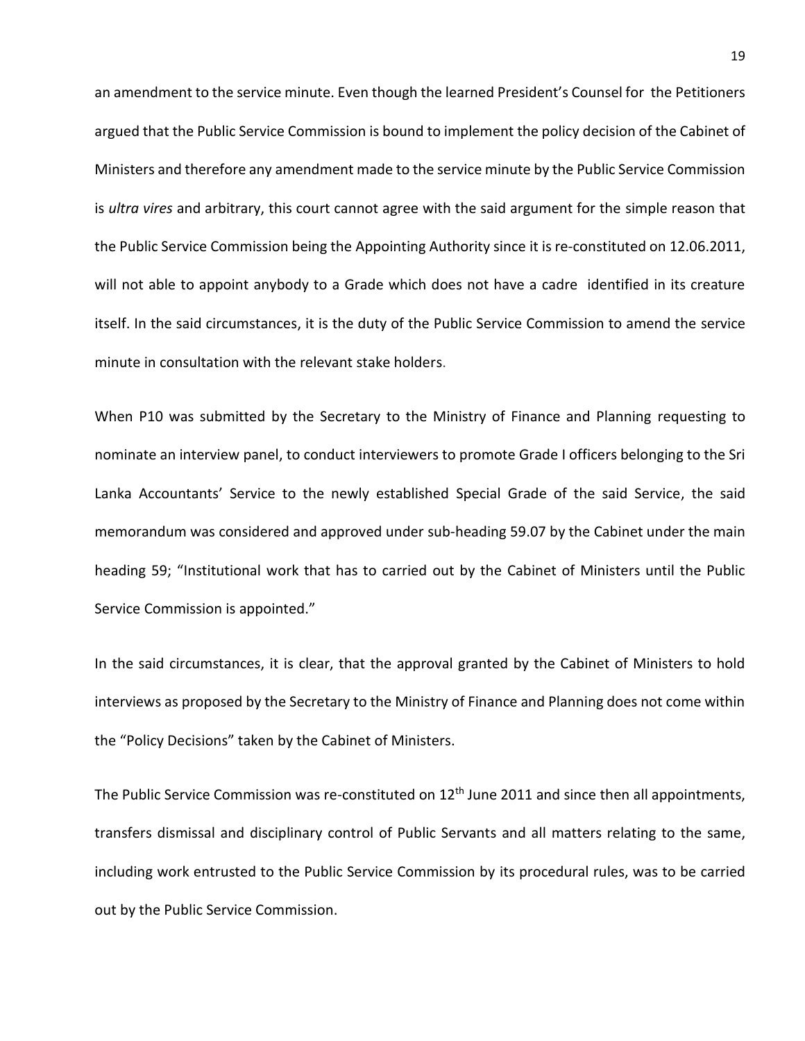an amendment to the service minute. Even though the learned President's Counsel for the Petitioners argued that the Public Service Commission is bound to implement the policy decision of the Cabinet of Ministers and therefore any amendment made to the service minute by the Public Service Commission is *ultra vires* and arbitrary, this court cannot agree with the said argument for the simple reason that the Public Service Commission being the Appointing Authority since it is re-constituted on 12.06.2011, will not able to appoint anybody to a Grade which does not have a cadre identified in its creature itself. In the said circumstances, it is the duty of the Public Service Commission to amend the service minute in consultation with the relevant stake holders.

When P10 was submitted by the Secretary to the Ministry of Finance and Planning requesting to nominate an interview panel, to conduct interviewers to promote Grade I officers belonging to the Sri Lanka Accountants' Service to the newly established Special Grade of the said Service, the said memorandum was considered and approved under sub-heading 59.07 by the Cabinet under the main heading 59; "Institutional work that has to carried out by the Cabinet of Ministers until the Public Service Commission is appointed."

In the said circumstances, it is clear, that the approval granted by the Cabinet of Ministers to hold interviews as proposed by the Secretary to the Ministry of Finance and Planning does not come within the "Policy Decisions" taken by the Cabinet of Ministers.

The Public Service Commission was re-constituted on 12th June 2011 and since then all appointments, transfers dismissal and disciplinary control of Public Servants and all matters relating to the same, including work entrusted to the Public Service Commission by its procedural rules, was to be carried out by the Public Service Commission.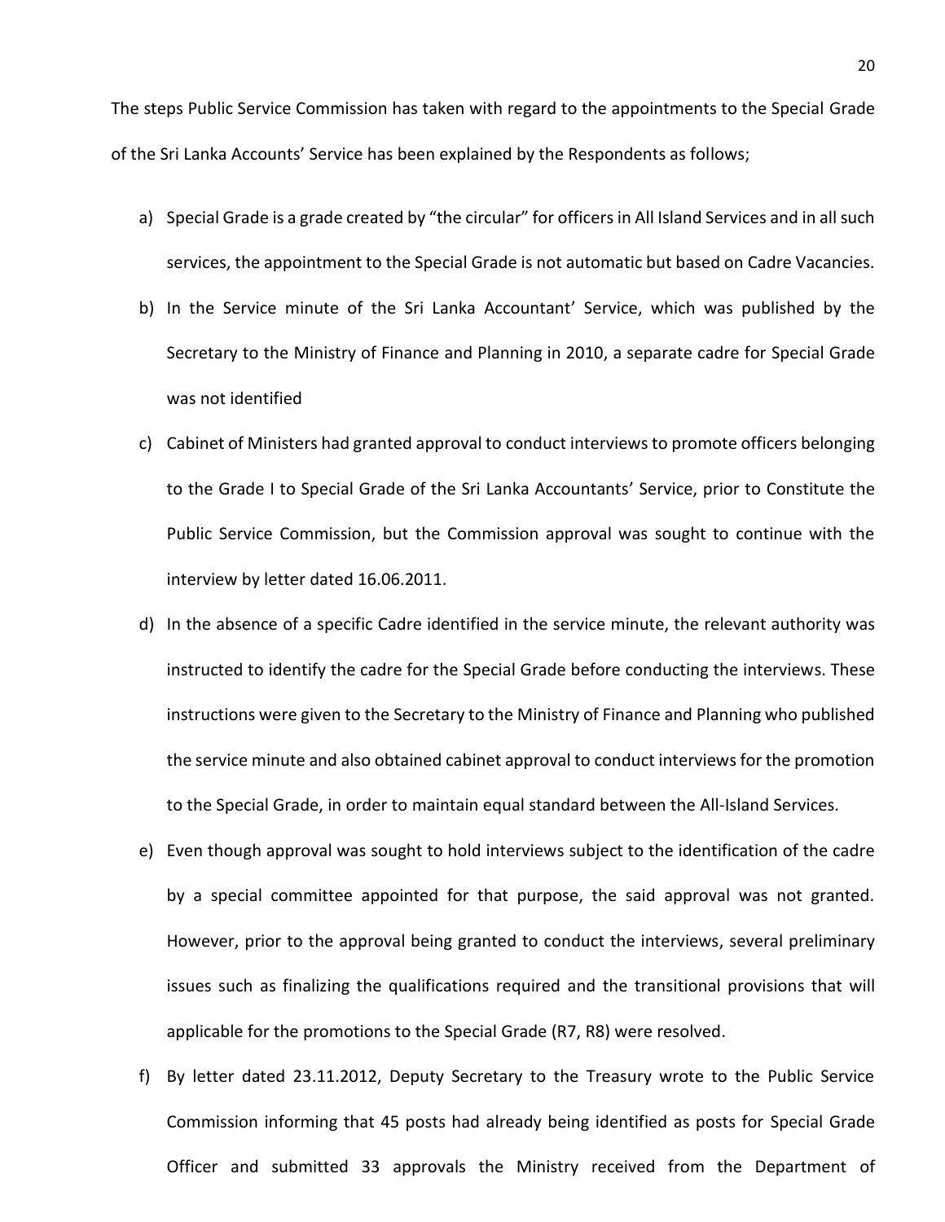The steps Public Service Commission has taken with regard to the appointments to the Special Grade of the Sri Lanka Accounts' Service has been explained by the Respondents as follows;

a) Special Grade is a grade created by "the circular" for officers in All Island Services and in all such services, the appointment to the Special Grade is not automatic but based on Cadre Vacancies.

b) In the Service minute of the Sri Lanka Accountant' Service, which was published by the Secretary to the Ministry of Finance and Planning in 2010, a separate cadre for Special Grade was not identified

c) Cabinet of Ministers had granted approval to conduct interviews to promote officers belonging to the Grade I to Special Grade of the Sri Lanka Accountants' Service, prior to Constitute the Public Service Commission, but the Commission approval was sought to continue with the interview by letter dated 16.06.2011.

d) In the absence of a specific Cadre identified in the service minute, the relevant authority was instructed to identify the cadre for the Special Grade before conducting the interviews. These instructions were given to the Secretary to the Ministry of Finance and Planning who published the service minute and also obtained cabinet approval to conduct interviews for the promotion to the Special Grade, in order to maintain equal standard between the All-Island Services.

e) Even though approval was sought to hold interviews subject to the identification of the cadre by a special committee appointed for that purpose, the said approval was not granted. However, prior to the approval being granted to conduct the interviews, several preliminary issues such as finalizing the qualifications required and the transitional provisions that will applicable for the promotions to the Special Grade (R7, R8) were resolved.

f) By letter dated 23.11.2012, Deputy Secretary to the Treasury wrote to the Public Service Commission informing that 45 posts had already being identified as posts for Special Grade Officer and submitted 33 approvals the Ministry received from the Department of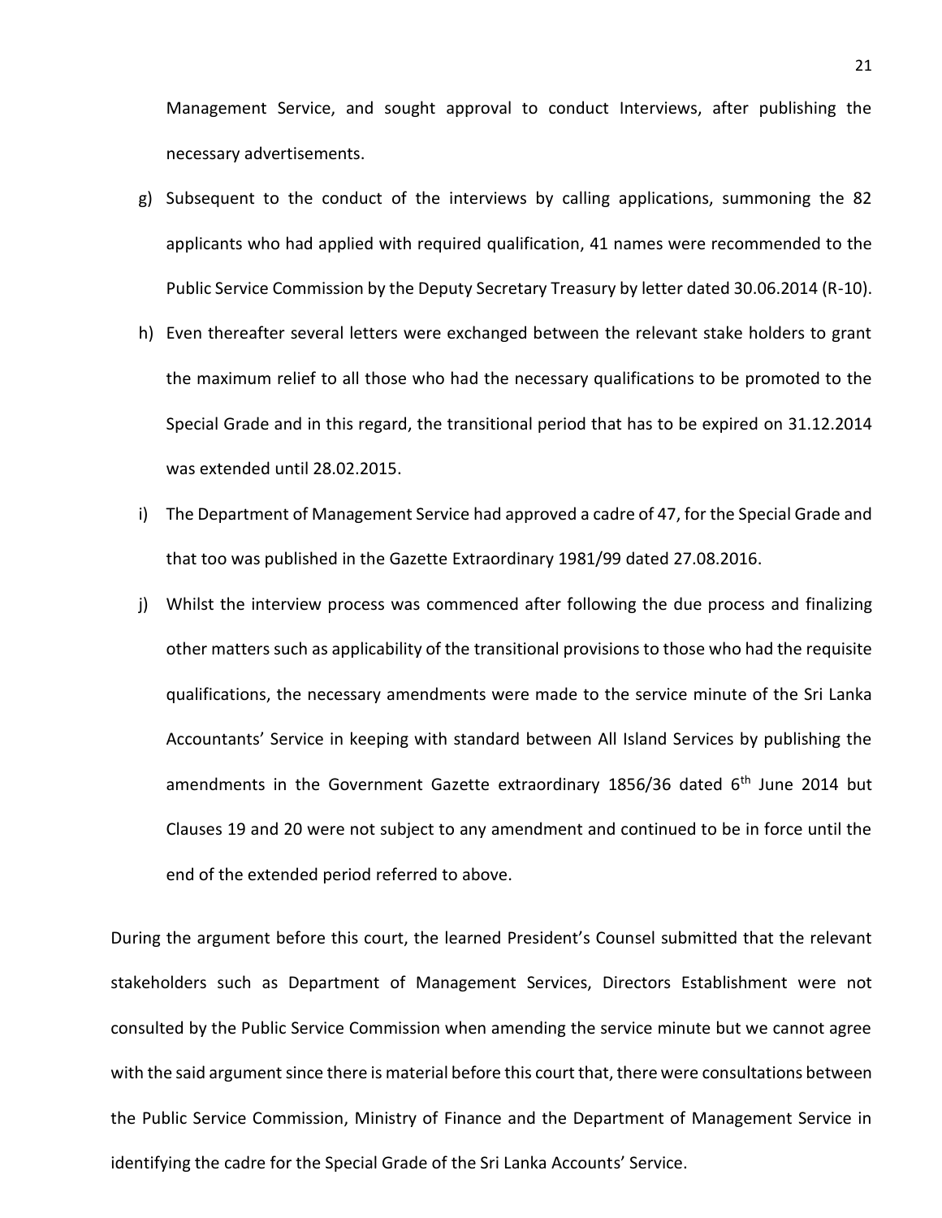Management Service, and sought approval to conduct Interviews, after publishing the necessary advertisements.

g) Subsequent to the conduct of the interviews by calling applications, summoning the 82 applicants who had applied with required qualification, 41 names were recommended to the Public Service Commission by the Deputy Secretary Treasury by letter dated 30.06.2014 (R-10).

h) Even thereafter several letters were exchanged between the relevant stake holders to grant the maximum relief to all those who had the necessary qualifications to be promoted to the Special Grade and in this regard, the transitional period that has to be expired on 31.12.2014 was extended until 28.02.2015.

i) The Department of Management Service had approved a cadre of 47, for the Special Grade and that too was published in the Gazette Extraordinary 1981/99 dated 27.08.2016.

j) Whilst the interview process was commenced after following the due process and finalizing other matters such as applicability of the transitional provisions to those who had the requisite qualifications, the necessary amendments were made to the service minute of the Sri Lanka Accountants' Service in keeping with standard between All Island Services by publishing the amendments in the Government Gazette extraordinary 1856/36 dated 6th June 2014 but Clauses 19 and 20 were not subject to any amendment and continued to be in force until the end of the extended period referred to above.

During the argument before this court, the learned President's Counsel submitted that the relevant stakeholders such as Department of Management Services, Directors Establishment were not consulted by the Public Service Commission when amending the service minute but we cannot agree with the said argument since there is material before this court that, there were consultations between the Public Service Commission, Ministry of Finance and the Department of Management Service in identifying the cadre for the Special Grade of the Sri Lanka Accounts' Service.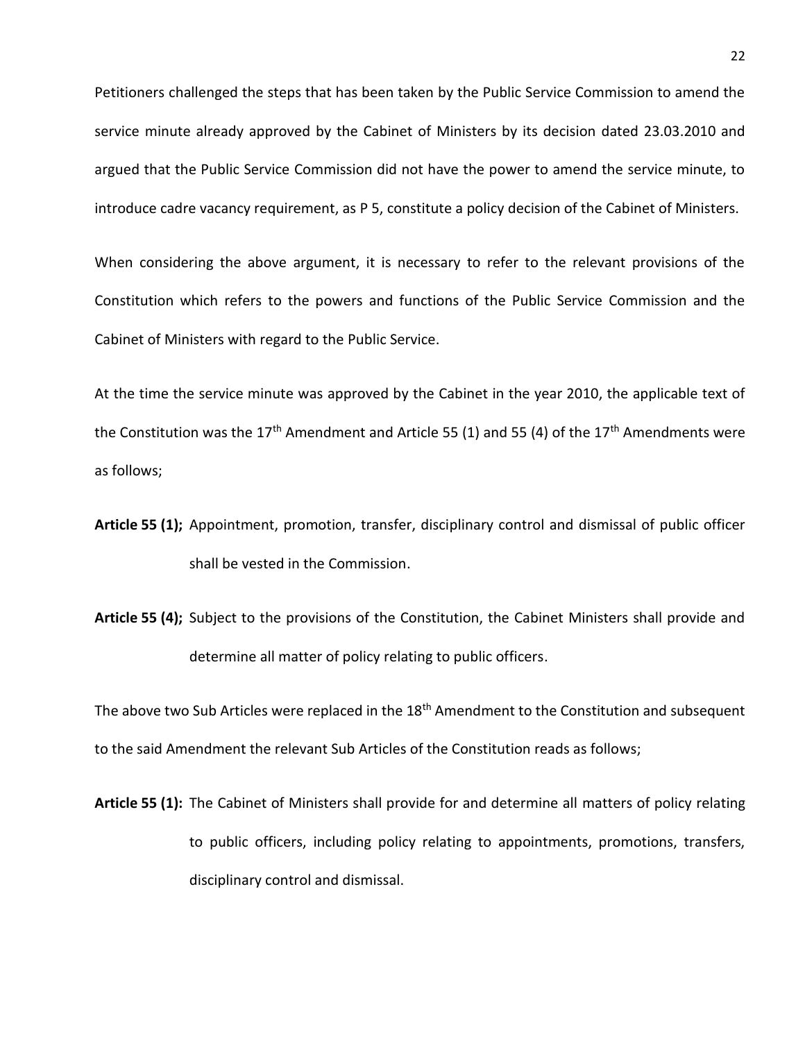Petitioners challenged the steps that has been taken by the Public Service Commission to amend the service minute already approved by the Cabinet of Ministers by its decision dated 23.03.2010 and argued that the Public Service Commission did not have the power to amend the service minute, to introduce cadre vacancy requirement, as P 5, constitute a policy decision of the Cabinet of Ministers.

When considering the above argument, it is necessary to refer to the relevant provisions of the Constitution which refers to the powers and functions of the Public Service Commission and the Cabinet of Ministers with regard to the Public Service.

At the time the service minute was approved by the Cabinet in the year 2010, the applicable text of the Constitution was the 17th Amendment and Article 55 (1) and 55 (4) of the 17th Amendments were as follows;

**Article 55 (1);** Appointment, promotion, transfer, disciplinary control and dismissal of public officer shall be vested in the Commission.

**Article 55 (4);** Subject to the provisions of the Constitution, the Cabinet Ministers shall provide and determine all matter of policy relating to public officers.

The above two Sub Articles were replaced in the 18th Amendment to the Constitution and subsequent to the said Amendment the relevant Sub Articles of the Constitution reads as follows;

**Article 55 (1):** The Cabinet of Ministers shall provide for and determine all matters of policy relating to public officers, including policy relating to appointments, promotions, transfers, disciplinary control and dismissal.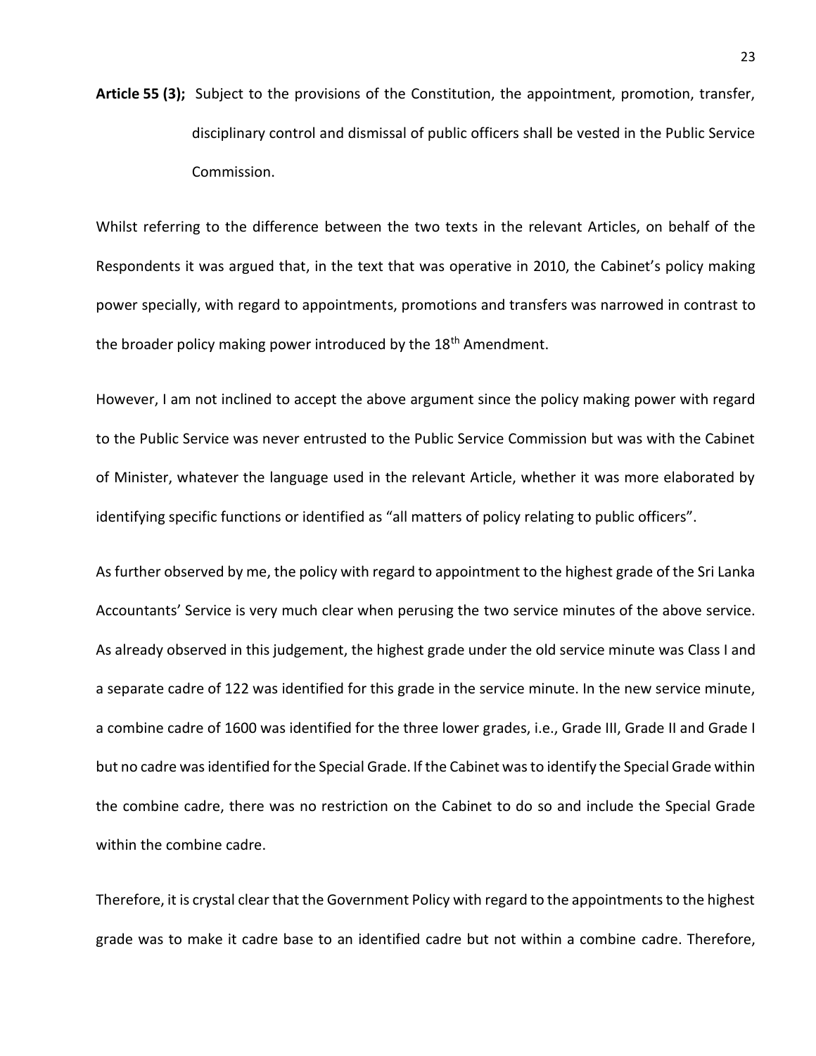**Article 55 (3);** Subject to the provisions of the Constitution, the appointment, promotion, transfer, disciplinary control and dismissal of public officers shall be vested in the Public Service Commission.

Whilst referring to the difference between the two texts in the relevant Articles, on behalf of the Respondents it was argued that, in the text that was operative in 2010, the Cabinet's policy making power specially, with regard to appointments, promotions and transfers was narrowed in contrast to the broader policy making power introduced by the 18th Amendment.

However, I am not inclined to accept the above argument since the policy making power with regard to the Public Service was never entrusted to the Public Service Commission but was with the Cabinet of Minister, whatever the language used in the relevant Article, whether it was more elaborated by identifying specific functions or identified as "all matters of policy relating to public officers".

As further observed by me, the policy with regard to appointment to the highest grade of the Sri Lanka Accountants' Service is very much clear when perusing the two service minutes of the above service. As already observed in this judgement, the highest grade under the old service minute was Class I and a separate cadre of 122 was identified for this grade in the service minute. In the new service minute, a combine cadre of 1600 was identified for the three lower grades, i.e., Grade III, Grade II and Grade I but no cadre was identified for the Special Grade. If the Cabinet was to identify the Special Grade within the combine cadre, there was no restriction on the Cabinet to do so and include the Special Grade within the combine cadre.

Therefore, it is crystal clear that the Government Policy with regard to the appointments to the highest grade was to make it cadre base to an identified cadre but not within a combine cadre. Therefore,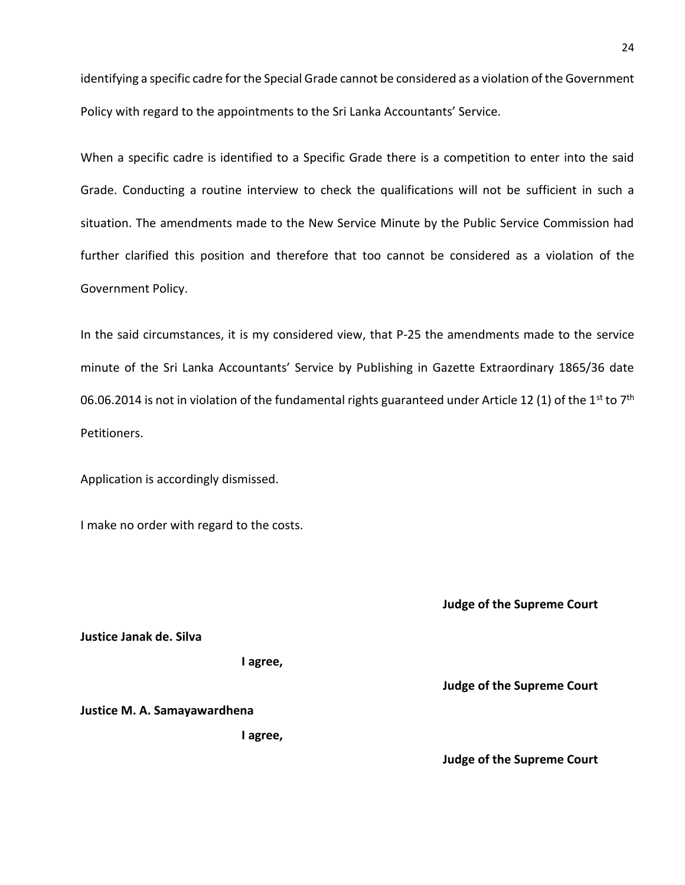identifying a specific cadre for the Special Grade cannot be considered as a violation of the Government Policy with regard to the appointments to the Sri Lanka Accountants' Service.

When a specific cadre is identified to a Specific Grade there is a competition to enter into the said Grade. Conducting a routine interview to check the qualifications will not be sufficient in such a situation. The amendments made to the New Service Minute by the Public Service Commission had further clarified this position and therefore that too cannot be considered as a violation of the Government Policy.

In the said circumstances, it is my considered view, that P-25 the amendments made to the service minute of the Sri Lanka Accountants' Service by Publishing in Gazette Extraordinary 1865/36 date 06.06.2014 is not in violation of the fundamental rights guaranteed under Article 12 (1) of the 1st to 7th Petitioners.

Application is accordingly dismissed.

I make no order with regard to the costs.

**Judge of the Supreme Court**

**Justice Janak de. Silva**

**I agree,**

**Judge of the Supreme Court**

**Justice M. A. Samayawardhena**

**I agree,**

**Judge of the Supreme Court**